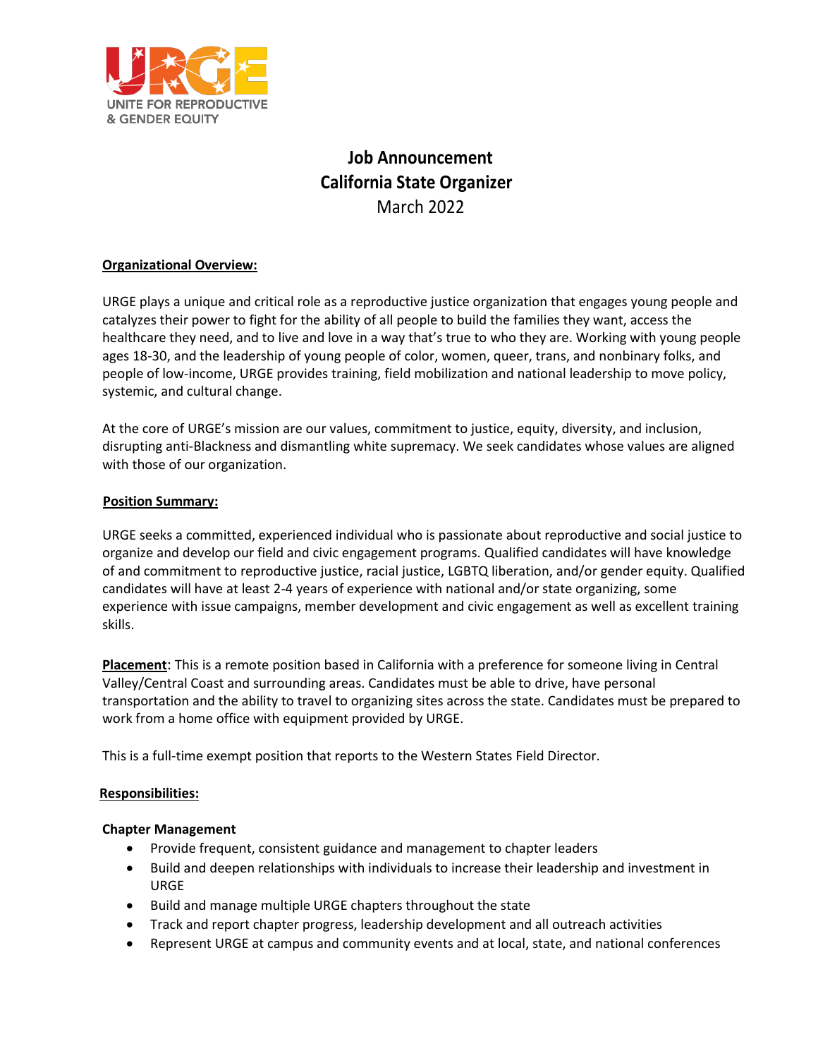URGE
UNITE FOR REPRODUCTIVE & GENDER EQUITY

# Job Announcement
# California State Organizer
March 2022

**Organizational Overview:**

URGE plays a unique and critical role as a reproductive justice organization that engages young people and catalyzes their power to fight for the ability of all people to build the families they want, access the healthcare they need, and to live and love in a way that's true to who they are. Working with young people ages 18-30, and the leadership of young people of color, women, queer, trans, and nonbinary folks, and people of low-income, URGE provides training, field mobilization and national leadership to move policy, systemic, and cultural change.

At the core of URGE's mission are our values, commitment to justice, equity, diversity, and inclusion, disrupting anti-Blackness and dismantling white supremacy. We seek candidates whose values are aligned with those of our organization.

**Position Summary:**

URGE seeks a committed, experienced individual who is passionate about reproductive and social justice to organize and develop our field and civic engagement programs. Qualified candidates will have knowledge of and commitment to reproductive justice, racial justice, LGBTQ liberation, and/or gender equity. Qualified candidates will have at least 2-4 years of experience with national and/or state organizing, some experience with issue campaigns, member development and civic engagement as well as excellent training skills.

**Placement**: This is a remote position based in California with a preference for someone living in Central Valley/Central Coast and surrounding areas. Candidates must be able to drive, have personal transportation and the ability to travel to organizing sites across the state. Candidates must be prepared to work from a home office with equipment provided by URGE.

This is a full-time exempt position that reports to the Western States Field Director.

**Responsibilities:**

**Chapter Management**

- Provide frequent, consistent guidance and management to chapter leaders
- Build and deepen relationships with individuals to increase their leadership and investment in URGE
- Build and manage multiple URGE chapters throughout the state
- Track and report chapter progress, leadership development and all outreach activities
- Represent URGE at campus and community events and at local, state, and national conferences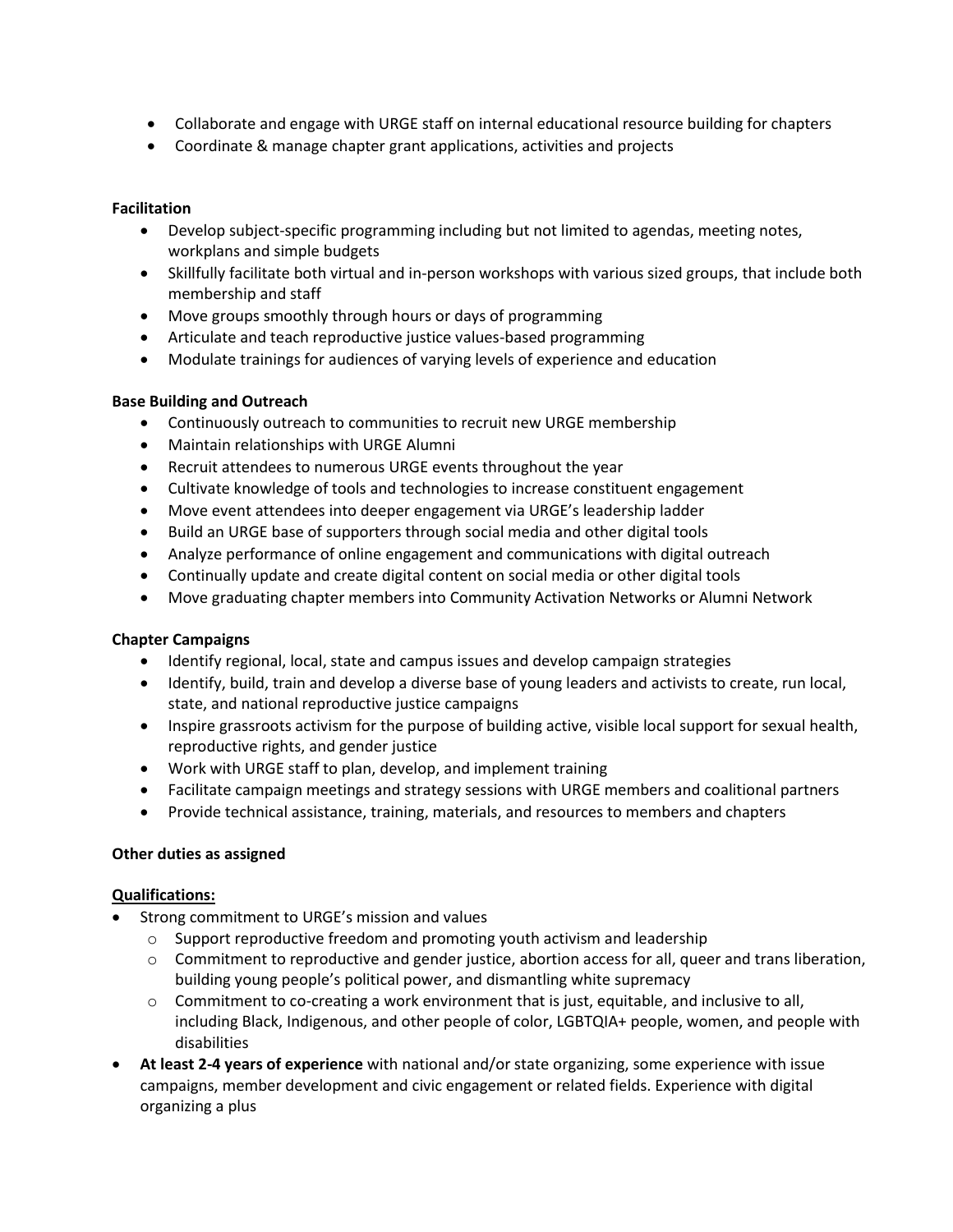- Collaborate and engage with URGE staff on internal educational resource building for chapters
- Coordinate & manage chapter grant applications, activities and projects

**Facilitation**

- Develop subject-specific programming including but not limited to agendas, meeting notes, workplans and simple budgets
- Skillfully facilitate both virtual and in-person workshops with various sized groups, that include both membership and staff
- Move groups smoothly through hours or days of programming
- Articulate and teach reproductive justice values-based programming
- Modulate trainings for audiences of varying levels of experience and education

**Base Building and Outreach**

- Continuously outreach to communities to recruit new URGE membership
- Maintain relationships with URGE Alumni
- Recruit attendees to numerous URGE events throughout the year
- Cultivate knowledge of tools and technologies to increase constituent engagement
- Move event attendees into deeper engagement via URGE's leadership ladder
- Build an URGE base of supporters through social media and other digital tools
- Analyze performance of online engagement and communications with digital outreach
- Continually update and create digital content on social media or other digital tools
- Move graduating chapter members into Community Activation Networks or Alumni Network

**Chapter Campaigns**

- Identify regional, local, state and campus issues and develop campaign strategies
- Identify, build, train and develop a diverse base of young leaders and activists to create, run local, state, and national reproductive justice campaigns
- Inspire grassroots activism for the purpose of building active, visible local support for sexual health, reproductive rights, and gender justice
- Work with URGE staff to plan, develop, and implement training
- Facilitate campaign meetings and strategy sessions with URGE members and coalitional partners
- Provide technical assistance, training, materials, and resources to members and chapters

**Other duties as assigned**

**Qualifications:**

- Strong commitment to URGE's mission and values
  - Support reproductive freedom and promoting youth activism and leadership
  - Commitment to reproductive and gender justice, abortion access for all, queer and trans liberation, building young people's political power, and dismantling white supremacy
  - Commitment to co-creating a work environment that is just, equitable, and inclusive to all, including Black, Indigenous, and other people of color, LGBTQIA+ people, women, and people with disabilities
- **At least 2-4 years of experience** with national and/or state organizing, some experience with issue campaigns, member development and civic engagement or related fields. Experience with digital organizing a plus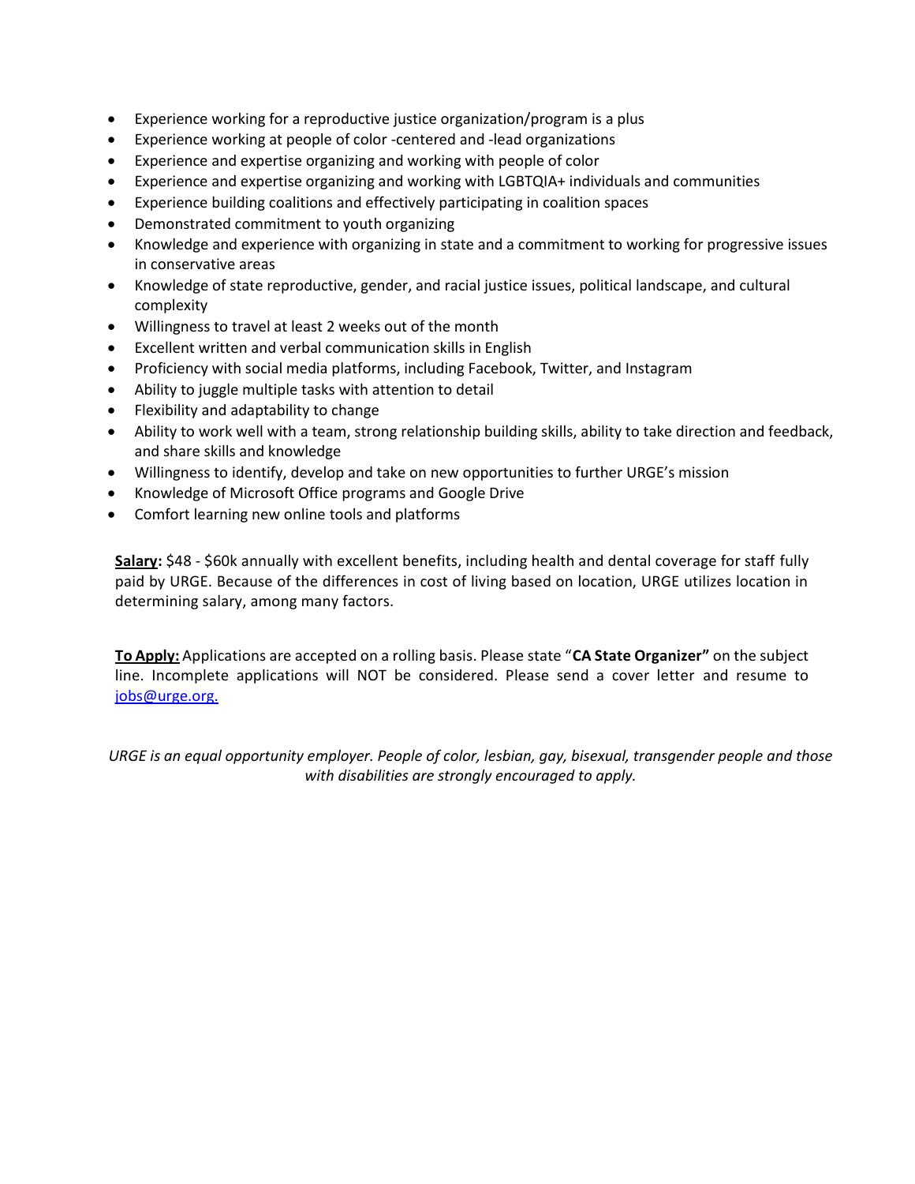- Experience working for a reproductive justice organization/program is a plus
- Experience working at people of color -centered and -lead organizations
- Experience and expertise organizing and working with people of color
- Experience and expertise organizing and working with LGBTQIA+ individuals and communities
- Experience building coalitions and effectively participating in coalition spaces
- Demonstrated commitment to youth organizing
- Knowledge and experience with organizing in state and a commitment to working for progressive issues in conservative areas
- Knowledge of state reproductive, gender, and racial justice issues, political landscape, and cultural complexity
- Willingness to travel at least 2 weeks out of the month
- Excellent written and verbal communication skills in English
- Proficiency with social media platforms, including Facebook, Twitter, and Instagram
- Ability to juggle multiple tasks with attention to detail
- Flexibility and adaptability to change
- Ability to work well with a team, strong relationship building skills, ability to take direction and feedback, and share skills and knowledge
- Willingness to identify, develop and take on new opportunities to further URGE's mission
- Knowledge of Microsoft Office programs and Google Drive
- Comfort learning new online tools and platforms

**Salary:** $48 - $60k annually with excellent benefits, including health and dental coverage for staff fully paid by URGE. Because of the differences in cost of living based on location, URGE utilizes location in determining salary, among many factors.

**To Apply:** Applications are accepted on a rolling basis. Please state "**CA State Organizer"** on the subject line. Incomplete applications will NOT be considered. Please send a cover letter and resume to jobs@urge.org.

*URGE is an equal opportunity employer. People of color, lesbian, gay, bisexual, transgender people and those with disabilities are strongly encouraged to apply.*